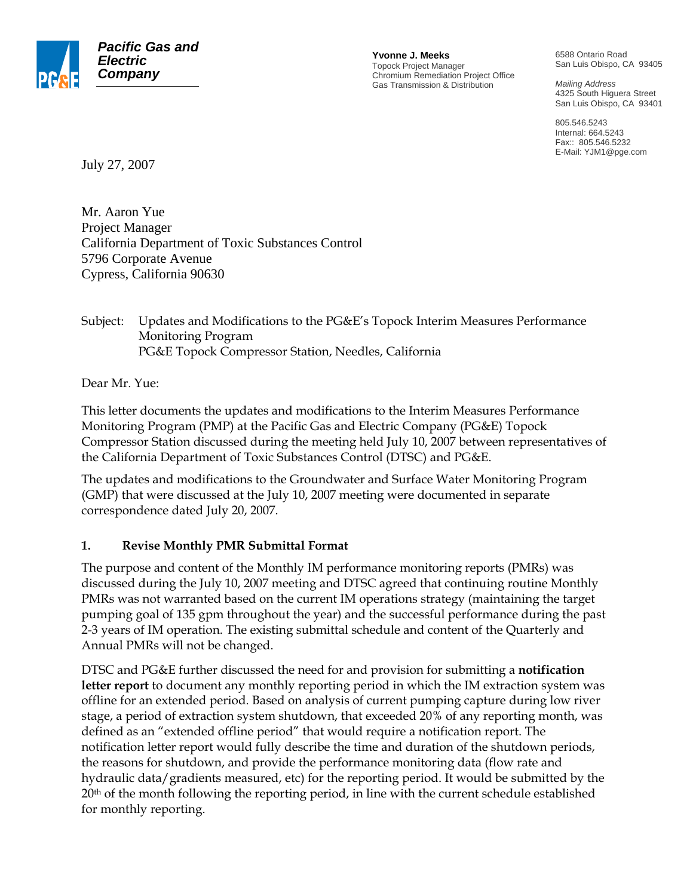**Pacific Gas and Electric Company**

**Yvonne J. Meeks**
Topock Project Manager
Chromium Remediation Project Office
Gas Transmission & Distribution

6588 Ontario Road
San Luis Obispo, CA 93405

*Mailing Address*
4325 South Higuera Street
San Luis Obispo, CA 93401

805.546.5243
Internal: 664.5243
Fax:: 805.546.5232
E-Mail: YJM1@pge.com

July 27, 2007

Mr. Aaron Yue
Project Manager
California Department of Toxic Substances Control
5796 Corporate Avenue
Cypress, California 90630

Subject: Updates and Modifications to the PG&E's Topock Interim Measures Performance Monitoring Program
PG&E Topock Compressor Station, Needles, California

Dear Mr. Yue:

This letter documents the updates and modifications to the Interim Measures Performance Monitoring Program (PMP) at the Pacific Gas and Electric Company (PG&E) Topock Compressor Station discussed during the meeting held July 10, 2007 between representatives of the California Department of Toxic Substances Control (DTSC) and PG&E.

The updates and modifications to the Groundwater and Surface Water Monitoring Program (GMP) that were discussed at the July 10, 2007 meeting were documented in separate correspondence dated July 20, 2007.

## 1. Revise Monthly PMR Submittal Format

The purpose and content of the Monthly IM performance monitoring reports (PMRs) was discussed during the July 10, 2007 meeting and DTSC agreed that continuing routine Monthly PMRs was not warranted based on the current IM operations strategy (maintaining the target pumping goal of 135 gpm throughout the year) and the successful performance during the past 2-3 years of IM operation. The existing submittal schedule and content of the Quarterly and Annual PMRs will not be changed.

DTSC and PG&E further discussed the need for and provision for submitting a **notification letter report** to document any monthly reporting period in which the IM extraction system was offline for an extended period. Based on analysis of current pumping capture during low river stage, a period of extraction system shutdown, that exceeded 20% of any reporting month, was defined as an "extended offline period" that would require a notification report. The notification letter report would fully describe the time and duration of the shutdown periods, the reasons for shutdown, and provide the performance monitoring data (flow rate and hydraulic data/gradients measured, etc) for the reporting period. It would be submitted by the 20th of the month following the reporting period, in line with the current schedule established for monthly reporting.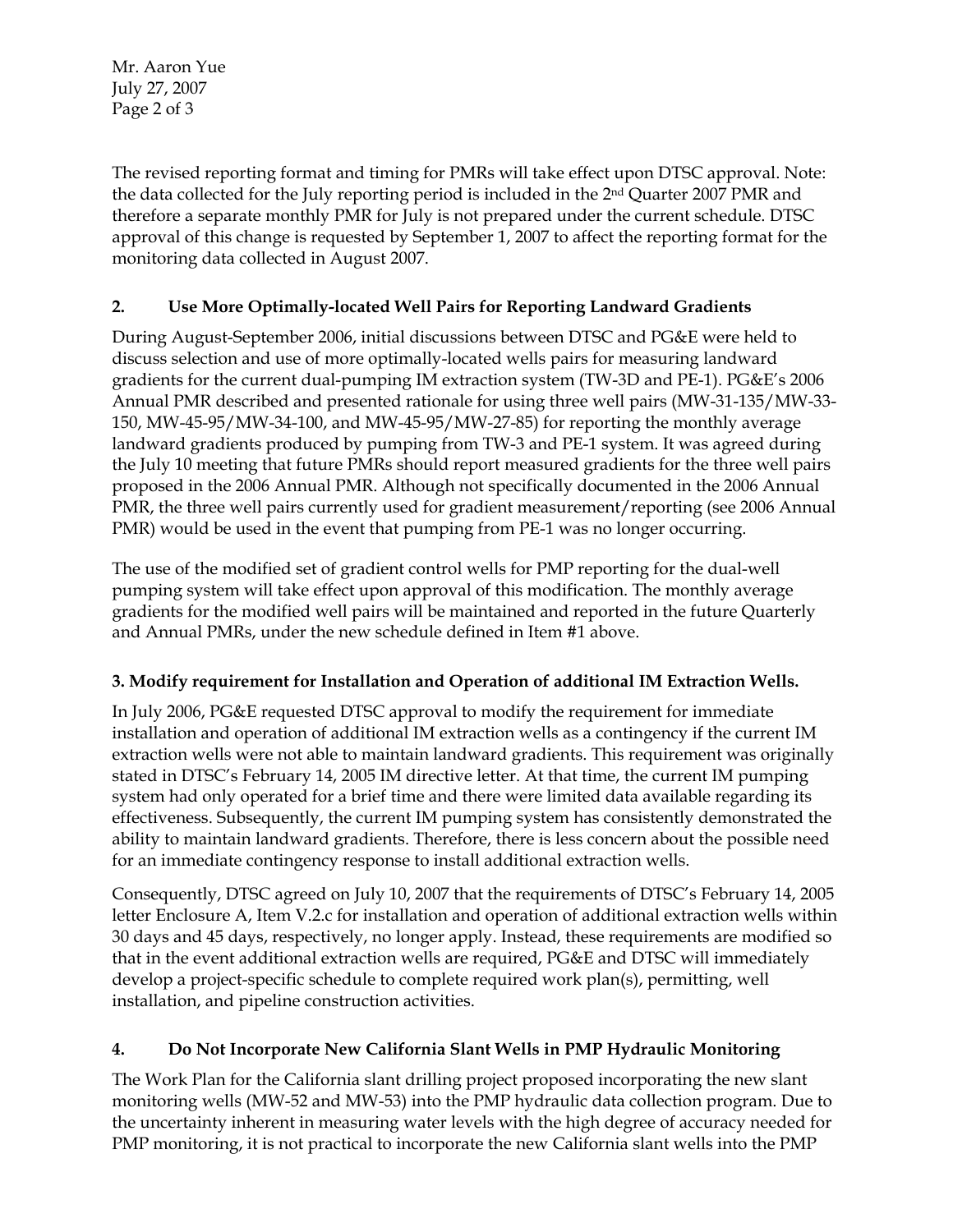The revised reporting format and timing for PMRs will take effect upon DTSC approval. Note: the data collected for the July reporting period is included in the 2nd Quarter 2007 PMR and therefore a separate monthly PMR for July is not prepared under the current schedule. DTSC approval of this change is requested by September 1, 2007 to affect the reporting format for the monitoring data collected in August 2007.

**2. Use More Optimally-located Well Pairs for Reporting Landward Gradients**

During August-September 2006, initial discussions between DTSC and PG&E were held to discuss selection and use of more optimally-located wells pairs for measuring landward gradients for the current dual-pumping IM extraction system (TW-3D and PE-1). PG&E's 2006 Annual PMR described and presented rationale for using three well pairs (MW-31-135/MW-33-150, MW-45-95/MW-34-100, and MW-45-95/MW-27-85) for reporting the monthly average landward gradients produced by pumping from TW-3 and PE-1 system. It was agreed during the July 10 meeting that future PMRs should report measured gradients for the three well pairs proposed in the 2006 Annual PMR. Although not specifically documented in the 2006 Annual PMR, the three well pairs currently used for gradient measurement/reporting (see 2006 Annual PMR) would be used in the event that pumping from PE-1 was no longer occurring.

The use of the modified set of gradient control wells for PMP reporting for the dual-well pumping system will take effect upon approval of this modification. The monthly average gradients for the modified well pairs will be maintained and reported in the future Quarterly and Annual PMRs, under the new schedule defined in Item #1 above.

**3. Modify requirement for Installation and Operation of additional IM Extraction Wells.**

In July 2006, PG&E requested DTSC approval to modify the requirement for immediate installation and operation of additional IM extraction wells as a contingency if the current IM extraction wells were not able to maintain landward gradients. This requirement was originally stated in DTSC's February 14, 2005 IM directive letter. At that time, the current IM pumping system had only operated for a brief time and there were limited data available regarding its effectiveness. Subsequently, the current IM pumping system has consistently demonstrated the ability to maintain landward gradients. Therefore, there is less concern about the possible need for an immediate contingency response to install additional extraction wells.

Consequently, DTSC agreed on July 10, 2007 that the requirements of DTSC's February 14, 2005 letter Enclosure A, Item V.2.c for installation and operation of additional extraction wells within 30 days and 45 days, respectively, no longer apply. Instead, these requirements are modified so that in the event additional extraction wells are required, PG&E and DTSC will immediately develop a project-specific schedule to complete required work plan(s), permitting, well installation, and pipeline construction activities.

**4. Do Not Incorporate New California Slant Wells in PMP Hydraulic Monitoring**

The Work Plan for the California slant drilling project proposed incorporating the new slant monitoring wells (MW-52 and MW-53) into the PMP hydraulic data collection program. Due to the uncertainty inherent in measuring water levels with the high degree of accuracy needed for PMP monitoring, it is not practical to incorporate the new California slant wells into the PMP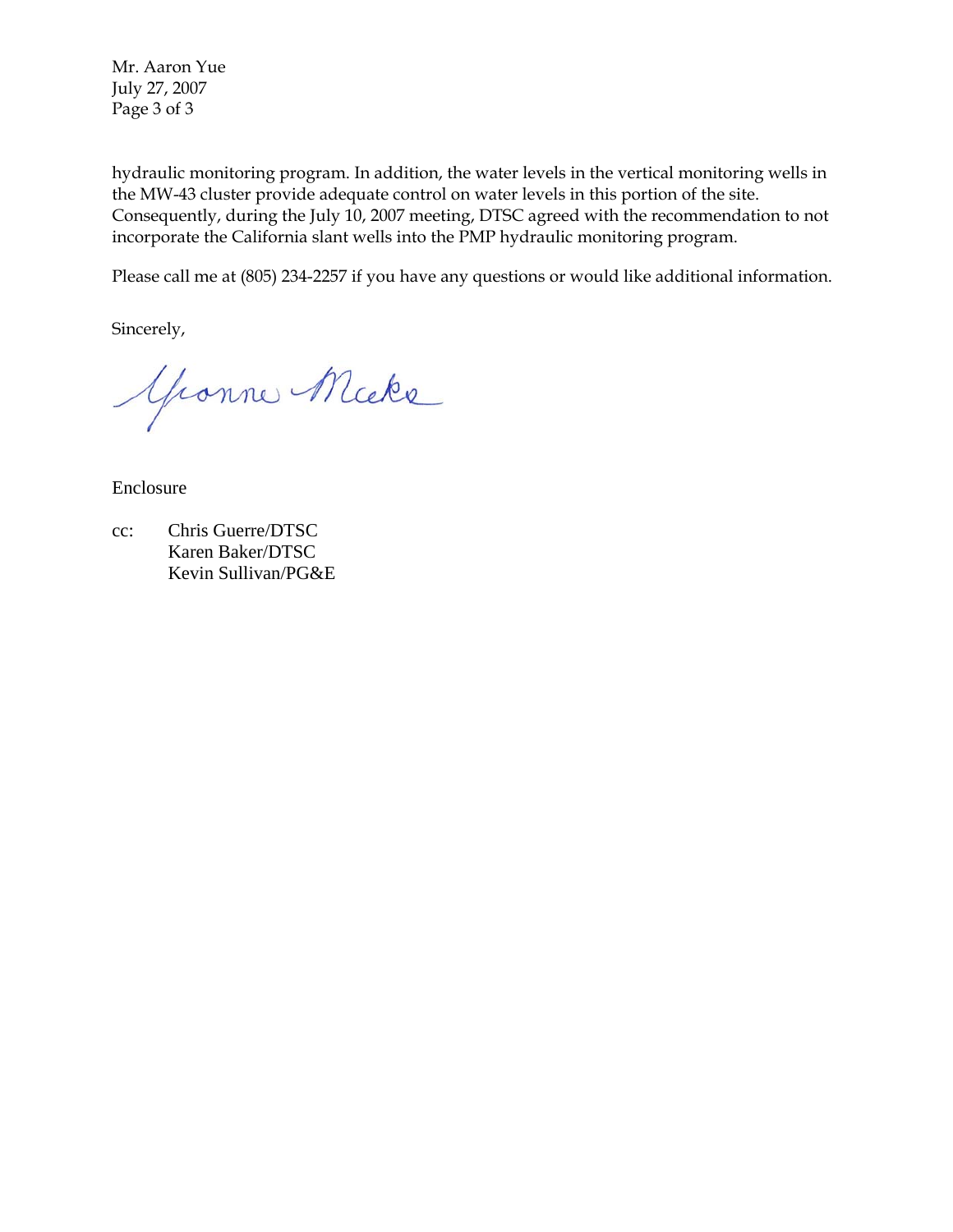hydraulic monitoring program. In addition, the water levels in the vertical monitoring wells in the MW-43 cluster provide adequate control on water levels in this portion of the site. Consequently, during the July 10, 2007 meeting, DTSC agreed with the recommendation to not incorporate the California slant wells into the PMP hydraulic monitoring program.

Please call me at (805) 234-2257 if you have any questions or would like additional information.

Sincerely,

Yvonne Meeks

Enclosure

cc: Chris Guerre/DTSC
Karen Baker/DTSC
Kevin Sullivan/PG&E